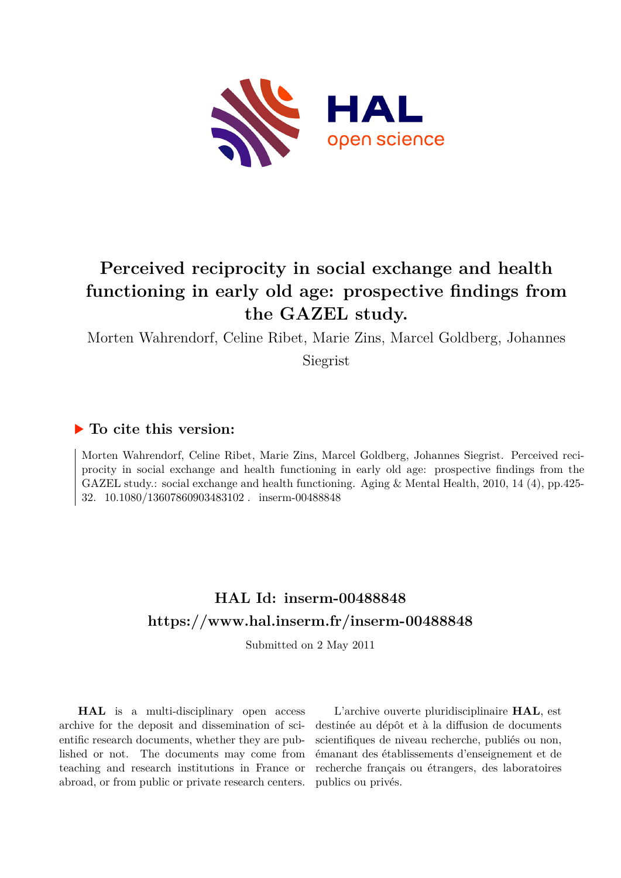# Perceived reciprocity in social exchange and health functioning in early old age: prospective findings from the GAZEL study.

Morten Wahrendorf, Celine Ribet, Marie Zins, Marcel Goldberg, Johannes Siegrist

## ▶ To cite this version:

Morten Wahrendorf, Celine Ribet, Marie Zins, Marcel Goldberg, Johannes Siegrist. Perceived reciprocity in social exchange and health functioning in early old age: prospective findings from the GAZEL study.: social exchange and health functioning. Aging & Mental Health, 2010, 14 (4), pp.425-32. 10.1080/13607860903483102 . inserm-00488848

## HAL Id: inserm-00488848

## https://www.hal.inserm.fr/inserm-00488848

Submitted on 2 May 2011

**HAL** is a multi-disciplinary open access archive for the deposit and dissemination of scientific research documents, whether they are published or not. The documents may come from teaching and research institutions in France or abroad, or from public or private research centers.

L'archive ouverte pluridisciplinaire **HAL**, est destinée au dépôt et à la diffusion de documents scientifiques de niveau recherche, publiés ou non, émanant des établissements d'enseignement et de recherche français ou étrangers, des laboratoires publics ou privés.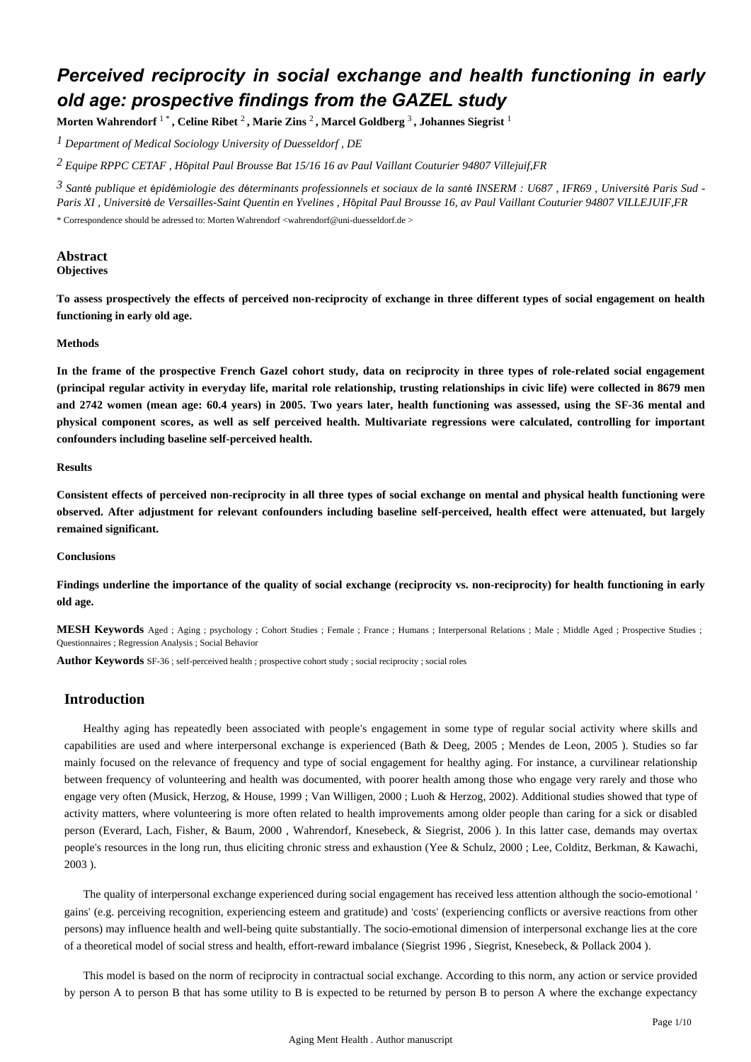# Perceived reciprocity in social exchange and health functioning in early old age: prospective findings from the GAZEL study

**Morten Wahrendorf** [1*], **Celine Ribet** [2], **Marie Zins** [2], **Marcel Goldberg** [3], **Johannes Siegrist** [1]

[1] *Department of Medical Sociology University of Duesseldorf , DE*

[2] *Equipe RPPC CETAF , Hôpital Paul Brousse Bat 15/16 16 av Paul Vaillant Couturier 94807 Villejuif,FR*

[3] *Santé publique et épidémiologie des déterminants professionnels et sociaux de la santé INSERM : U687 , IFR69 , Université Paris Sud - Paris XI , Université de Versailles-Saint Quentin en Yvelines , Hôpital Paul Brousse 16, av Paul Vaillant Couturier 94807 VILLEJUIF,FR*

* Correspondence should be adressed to: Morten Wahrendorf <wahrendorf@uni-duesseldorf.de >

## Abstract

### Objectives

**To assess prospectively the effects of perceived non-reciprocity of exchange in three different types of social engagement on health functioning in early old age.**

### Methods

**In the frame of the prospective French Gazel cohort study, data on reciprocity in three types of role-related social engagement (principal regular activity in everyday life, marital role relationship, trusting relationships in civic life) were collected in 8679 men and 2742 women (mean age: 60.4 years) in 2005. Two years later, health functioning was assessed, using the SF-36 mental and physical component scores, as well as self perceived health. Multivariate regressions were calculated, controlling for important confounders including baseline self-perceived health.**

### Results

**Consistent effects of perceived non-reciprocity in all three types of social exchange on mental and physical health functioning were observed. After adjustment for relevant confounders including baseline self-perceived, health effect were attenuated, but largely remained significant.**

### Conclusions

**Findings underline the importance of the quality of social exchange (reciprocity vs. non-reciprocity) for health functioning in early old age.**

**MESH Keywords** Aged ; Aging ; psychology ; Cohort Studies ; Female ; France ; Humans ; Interpersonal Relations ; Male ; Middle Aged ; Prospective Studies ; Questionnaires ; Regression Analysis ; Social Behavior

**Author Keywords** SF-36 ; self-perceived health ; prospective cohort study ; social reciprocity ; social roles

## Introduction

Healthy aging has repeatedly been associated with people's engagement in some type of regular social activity where skills and capabilities are used and where interpersonal exchange is experienced (Bath & Deeg, 2005 ; Mendes de Leon, 2005 ). Studies so far mainly focused on the relevance of frequency and type of social engagement for healthy aging. For instance, a curvilinear relationship between frequency of volunteering and health was documented, with poorer health among those who engage very rarely and those who engage very often (Musick, Herzog, & House, 1999 ; Van Willigen, 2000 ; Luoh & Herzog, 2002). Additional studies showed that type of activity matters, where volunteering is more often related to health improvements among older people than caring for a sick or disabled person (Everard, Lach, Fisher, & Baum, 2000 , Wahrendorf, Knesebeck, & Siegrist, 2006 ). In this latter case, demands may overtax people's resources in the long run, thus eliciting chronic stress and exhaustion (Yee & Schulz, 2000 ; Lee, Colditz, Berkman, & Kawachi, 2003 ).

The quality of interpersonal exchange experienced during social engagement has received less attention although the socio-emotional ' gains' (e.g. perceiving recognition, experiencing esteem and gratitude) and 'costs' (experiencing conflicts or aversive reactions from other persons) may influence health and well-being quite substantially. The socio-emotional dimension of interpersonal exchange lies at the core of a theoretical model of social stress and health, effort-reward imbalance (Siegrist 1996 , Siegrist, Knesebeck, & Pollack 2004 ).

This model is based on the norm of reciprocity in contractual social exchange. According to this norm, any action or service provided by person A to person B that has some utility to B is expected to be returned by person B to person A where the exchange expectancy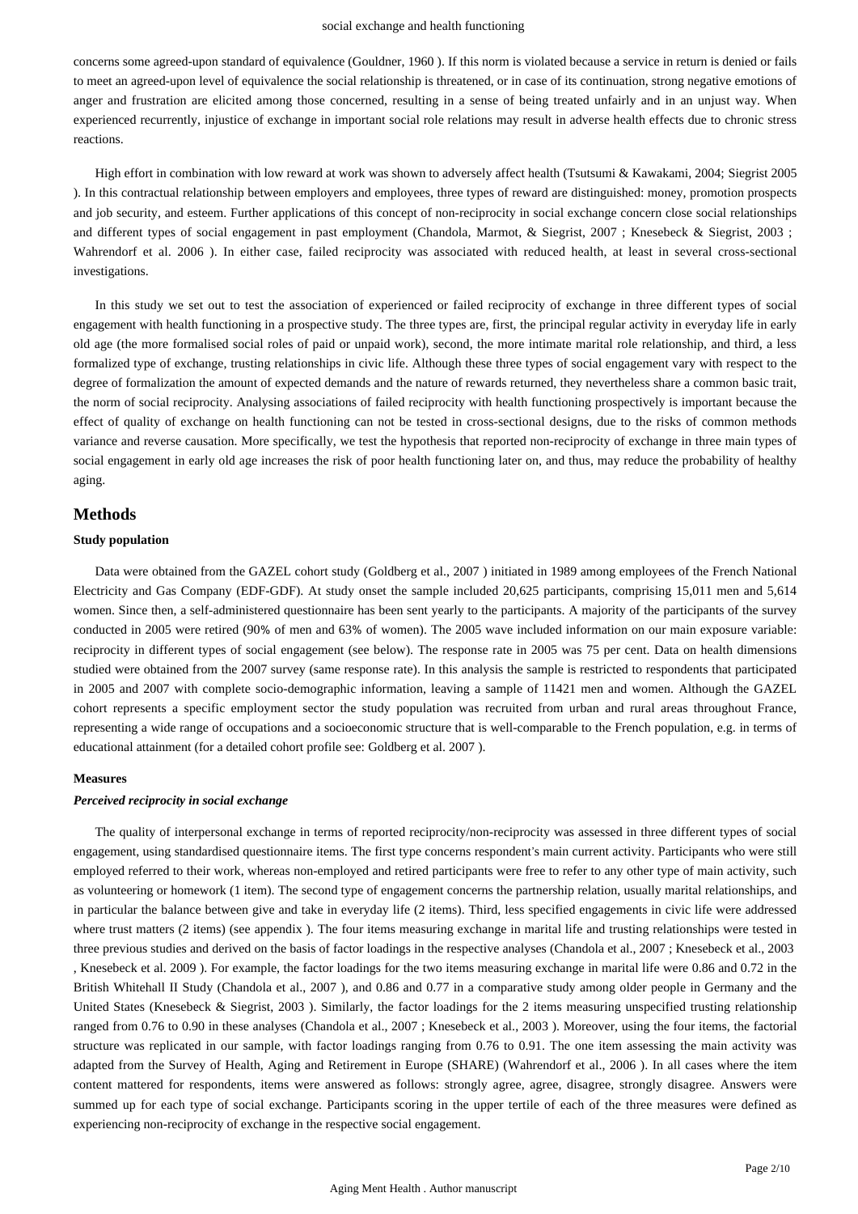concerns some agreed-upon standard of equivalence (Gouldner, 1960 ). If this norm is violated because a service in return is denied or fails to meet an agreed-upon level of equivalence the social relationship is threatened, or in case of its continuation, strong negative emotions of anger and frustration are elicited among those concerned, resulting in a sense of being treated unfairly and in an unjust way. When experienced recurrently, injustice of exchange in important social role relations may result in adverse health effects due to chronic stress reactions.

High effort in combination with low reward at work was shown to adversely affect health (Tsutsumi & Kawakami, 2004; Siegrist 2005 ). In this contractual relationship between employers and employees, three types of reward are distinguished: money, promotion prospects and job security, and esteem. Further applications of this concept of non-reciprocity in social exchange concern close social relationships and different types of social engagement in past employment (Chandola, Marmot, & Siegrist, 2007 ; Knesebeck & Siegrist, 2003 ; Wahrendorf et al. 2006 ). In either case, failed reciprocity was associated with reduced health, at least in several cross-sectional investigations.

In this study we set out to test the association of experienced or failed reciprocity of exchange in three different types of social engagement with health functioning in a prospective study. The three types are, first, the principal regular activity in everyday life in early old age (the more formalised social roles of paid or unpaid work), second, the more intimate marital role relationship, and third, a less formalized type of exchange, trusting relationships in civic life. Although these three types of social engagement vary with respect to the degree of formalization the amount of expected demands and the nature of rewards returned, they nevertheless share a common basic trait, the norm of social reciprocity. Analysing associations of failed reciprocity with health functioning prospectively is important because the effect of quality of exchange on health functioning can not be tested in cross-sectional designs, due to the risks of common methods variance and reverse causation. More specifically, we test the hypothesis that reported non-reciprocity of exchange in three main types of social engagement in early old age increases the risk of poor health functioning later on, and thus, may reduce the probability of healthy aging.

## Methods

### Study population

Data were obtained from the GAZEL cohort study (Goldberg et al., 2007 ) initiated in 1989 among employees of the French National Electricity and Gas Company (EDF-GDF). At study onset the sample included 20,625 participants, comprising 15,011 men and 5,614 women. Since then, a self-administered questionnaire has been sent yearly to the participants. A majority of the participants of the survey conducted in 2005 were retired (90% of men and 63% of women). The 2005 wave included information on our main exposure variable: reciprocity in different types of social engagement (see below). The response rate in 2005 was 75 per cent. Data on health dimensions studied were obtained from the 2007 survey (same response rate). In this analysis the sample is restricted to respondents that participated in 2005 and 2007 with complete socio-demographic information, leaving a sample of 11421 men and women. Although the GAZEL cohort represents a specific employment sector the study population was recruited from urban and rural areas throughout France, representing a wide range of occupations and a socioeconomic structure that is well-comparable to the French population, e.g. in terms of educational attainment (for a detailed cohort profile see: Goldberg et al. 2007 ).

### Measures

#### *Perceived reciprocity in social exchange*

The quality of interpersonal exchange in terms of reported reciprocity/non-reciprocity was assessed in three different types of social engagement, using standardised questionnaire items. The first type concerns respondent's main current activity. Participants who were still employed referred to their work, whereas non-employed and retired participants were free to refer to any other type of main activity, such as volunteering or homework (1 item). The second type of engagement concerns the partnership relation, usually marital relationships, and in particular the balance between give and take in everyday life (2 items). Third, less specified engagements in civic life were addressed where trust matters (2 items) (see appendix ). The four items measuring exchange in marital life and trusting relationships were tested in three previous studies and derived on the basis of factor loadings in the respective analyses (Chandola et al., 2007 ; Knesebeck et al., 2003 , Knesebeck et al. 2009 ). For example, the factor loadings for the two items measuring exchange in marital life were 0.86 and 0.72 in the British Whitehall II Study (Chandola et al., 2007 ), and 0.86 and 0.77 in a comparative study among older people in Germany and the United States (Knesebeck & Siegrist, 2003 ). Similarly, the factor loadings for the 2 items measuring unspecified trusting relationship ranged from 0.76 to 0.90 in these analyses (Chandola et al., 2007 ; Knesebeck et al., 2003 ). Moreover, using the four items, the factorial structure was replicated in our sample, with factor loadings ranging from 0.76 to 0.91. The one item assessing the main activity was adapted from the Survey of Health, Aging and Retirement in Europe (SHARE) (Wahrendorf et al., 2006 ). In all cases where the item content mattered for respondents, items were answered as follows: strongly agree, agree, disagree, strongly disagree. Answers were summed up for each type of social exchange. Participants scoring in the upper tertile of each of the three measures were defined as experiencing non-reciprocity of exchange in the respective social engagement.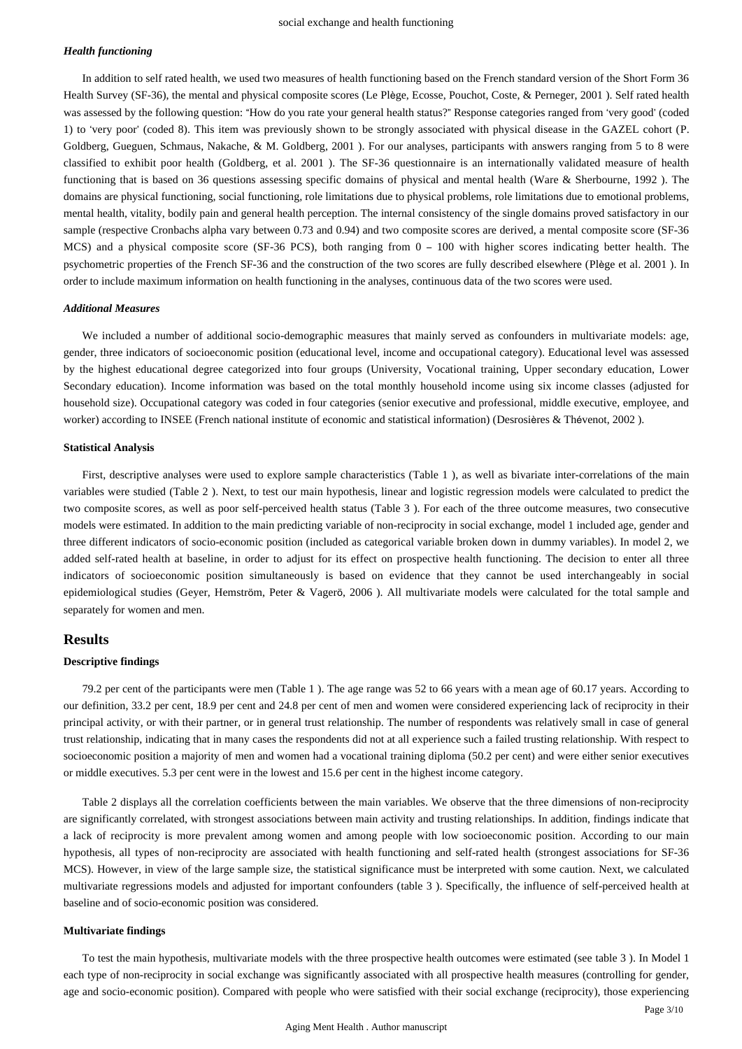#### *Health functioning*

In addition to self rated health, we used two measures of health functioning based on the French standard version of the Short Form 36 Health Survey (SF-36), the mental and physical composite scores (Le Plège, Ecosse, Pouchot, Coste, & Perneger, 2001 ). Self rated health was assessed by the following question: "How do you rate your general health status?" Response categories ranged from 'very good' (coded 1) to 'very poor' (coded 8). This item was previously shown to be strongly associated with physical disease in the GAZEL cohort (P. Goldberg, Gueguen, Schmaus, Nakache, & M. Goldberg, 2001 ). For our analyses, participants with answers ranging from 5 to 8 were classified to exhibit poor health (Goldberg, et al. 2001 ). The SF-36 questionnaire is an internationally validated measure of health functioning that is based on 36 questions assessing specific domains of physical and mental health (Ware & Sherbourne, 1992 ). The domains are physical functioning, social functioning, role limitations due to physical problems, role limitations due to emotional problems, mental health, vitality, bodily pain and general health perception. The internal consistency of the single domains proved satisfactory in our sample (respective Cronbachs alpha vary between 0.73 and 0.94) and two composite scores are derived, a mental composite score (SF-36 MCS) and a physical composite score (SF-36 PCS), both ranging from 0 – 100 with higher scores indicating better health. The psychometric properties of the French SF-36 and the construction of the two scores are fully described elsewhere (Plège et al. 2001 ). In order to include maximum information on health functioning in the analyses, continuous data of the two scores were used.

#### *Additional Measures*

We included a number of additional socio-demographic measures that mainly served as confounders in multivariate models: age, gender, three indicators of socioeconomic position (educational level, income and occupational category). Educational level was assessed by the highest educational degree categorized into four groups (University, Vocational training, Upper secondary education, Lower Secondary education). Income information was based on the total monthly household income using six income classes (adjusted for household size). Occupational category was coded in four categories (senior executive and professional, middle executive, employee, and worker) according to INSEE (French national institute of economic and statistical information) (Desrosières & Thévenot, 2002 ).

### Statistical Analysis

First, descriptive analyses were used to explore sample characteristics (Table 1 ), as well as bivariate inter-correlations of the main variables were studied (Table 2 ). Next, to test our main hypothesis, linear and logistic regression models were calculated to predict the two composite scores, as well as poor self-perceived health status (Table 3 ). For each of the three outcome measures, two consecutive models were estimated. In addition to the main predicting variable of non-reciprocity in social exchange, model 1 included age, gender and three different indicators of socio-economic position (included as categorical variable broken down in dummy variables). In model 2, we added self-rated health at baseline, in order to adjust for its effect on prospective health functioning. The decision to enter all three indicators of socioeconomic position simultaneously is based on evidence that they cannot be used interchangeably in social epidemiological studies (Geyer, Hemström, Peter & Vagerö, 2006 ). All multivariate models were calculated for the total sample and separately for women and men.

## Results

### Descriptive findings

79.2 per cent of the participants were men (Table 1 ). The age range was 52 to 66 years with a mean age of 60.17 years. According to our definition, 33.2 per cent, 18.9 per cent and 24.8 per cent of men and women were considered experiencing lack of reciprocity in their principal activity, or with their partner, or in general trust relationship. The number of respondents was relatively small in case of general trust relationship, indicating that in many cases the respondents did not at all experience such a failed trusting relationship. With respect to socioeconomic position a majority of men and women had a vocational training diploma (50.2 per cent) and were either senior executives or middle executives. 5.3 per cent were in the lowest and 15.6 per cent in the highest income category.

Table 2 displays all the correlation coefficients between the main variables. We observe that the three dimensions of non-reciprocity are significantly correlated, with strongest associations between main activity and trusting relationships. In addition, findings indicate that a lack of reciprocity is more prevalent among women and among people with low socioeconomic position. According to our main hypothesis, all types of non-reciprocity are associated with health functioning and self-rated health (strongest associations for SF-36 MCS). However, in view of the large sample size, the statistical significance must be interpreted with some caution. Next, we calculated multivariate regressions models and adjusted for important confounders (table 3 ). Specifically, the influence of self-perceived health at baseline and of socio-economic position was considered.

### Multivariate findings

To test the main hypothesis, multivariate models with the three prospective health outcomes were estimated (see table 3 ). In Model 1 each type of non-reciprocity in social exchange was significantly associated with all prospective health measures (controlling for gender, age and socio-economic position). Compared with people who were satisfied with their social exchange (reciprocity), those experiencing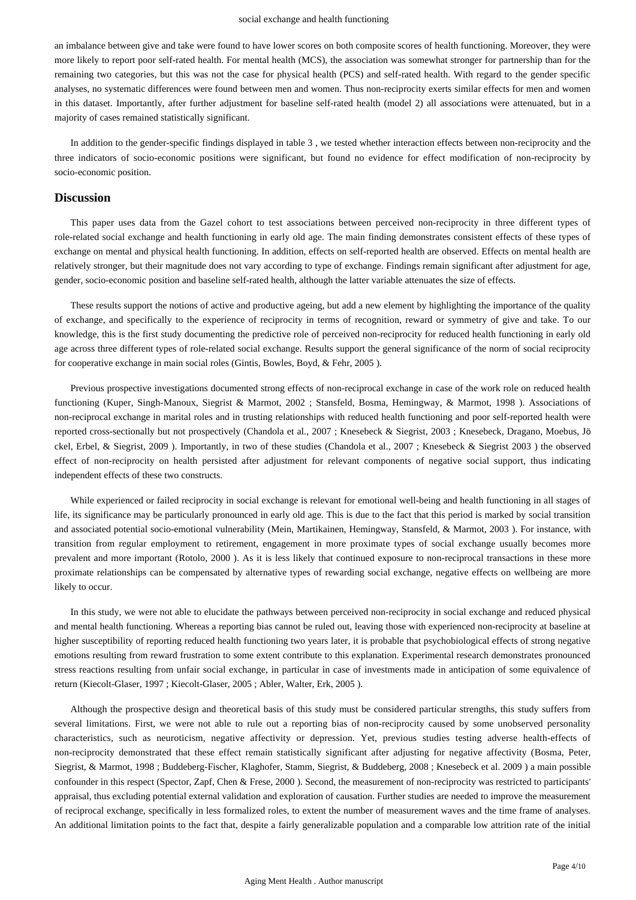an imbalance between give and take were found to have lower scores on both composite scores of health functioning. Moreover, they were more likely to report poor self-rated health. For mental health (MCS), the association was somewhat stronger for partnership than for the remaining two categories, but this was not the case for physical health (PCS) and self-rated health. With regard to the gender specific analyses, no systematic differences were found between men and women. Thus non-reciprocity exerts similar effects for men and women in this dataset. Importantly, after further adjustment for baseline self-rated health (model 2) all associations were attenuated, but in a majority of cases remained statistically significant.

In addition to the gender-specific findings displayed in table 3 , we tested whether interaction effects between non-reciprocity and the three indicators of socio-economic positions were significant, but found no evidence for effect modification of non-reciprocity by socio-economic position.

## Discussion

This paper uses data from the Gazel cohort to test associations between perceived non-reciprocity in three different types of role-related social exchange and health functioning in early old age. The main finding demonstrates consistent effects of these types of exchange on mental and physical health functioning. In addition, effects on self-reported health are observed. Effects on mental health are relatively stronger, but their magnitude does not vary according to type of exchange. Findings remain significant after adjustment for age, gender, socio-economic position and baseline self-rated health, although the latter variable attenuates the size of effects.

These results support the notions of active and productive ageing, but add a new element by highlighting the importance of the quality of exchange, and specifically to the experience of reciprocity in terms of recognition, reward or symmetry of give and take. To our knowledge, this is the first study documenting the predictive role of perceived non-reciprocity for reduced health functioning in early old age across three different types of role-related social exchange. Results support the general significance of the norm of social reciprocity for cooperative exchange in main social roles (Gintis, Bowles, Boyd, & Fehr, 2005 ).

Previous prospective investigations documented strong effects of non-reciprocal exchange in case of the work role on reduced health functioning (Kuper, Singh-Manoux, Siegrist & Marmot, 2002 ; Stansfeld, Bosma, Hemingway, & Marmot, 1998 ). Associations of non-reciprocal exchange in marital roles and in trusting relationships with reduced health functioning and poor self-reported health were reported cross-sectionally but not prospectively (Chandola et al., 2007 ; Knesebeck & Siegrist, 2003 ; Knesebeck, Dragano, Moebus, Jöckel, Erbel, & Siegrist, 2009 ). Importantly, in two of these studies (Chandola et al., 2007 ; Knesebeck & Siegrist 2003 ) the observed effect of non-reciprocity on health persisted after adjustment for relevant components of negative social support, thus indicating independent effects of these two constructs.

While experienced or failed reciprocity in social exchange is relevant for emotional well-being and health functioning in all stages of life, its significance may be particularly pronounced in early old age. This is due to the fact that this period is marked by social transition and associated potential socio-emotional vulnerability (Mein, Martikainen, Hemingway, Stansfeld, & Marmot, 2003 ). For instance, with transition from regular employment to retirement, engagement in more proximate types of social exchange usually becomes more prevalent and more important (Rotolo, 2000 ). As it is less likely that continued exposure to non-reciprocal transactions in these more proximate relationships can be compensated by alternative types of rewarding social exchange, negative effects on wellbeing are more likely to occur.

In this study, we were not able to elucidate the pathways between perceived non-reciprocity in social exchange and reduced physical and mental health functioning. Whereas a reporting bias cannot be ruled out, leaving those with experienced non-reciprocity at baseline at higher susceptibility of reporting reduced health functioning two years later, it is probable that psychobiological effects of strong negative emotions resulting from reward frustration to some extent contribute to this explanation. Experimental research demonstrates pronounced stress reactions resulting from unfair social exchange, in particular in case of investments made in anticipation of some equivalence of return (Kiecolt-Glaser, 1997 ; Kiecolt-Glaser, 2005 ; Abler, Walter, Erk, 2005 ).

Although the prospective design and theoretical basis of this study must be considered particular strengths, this study suffers from several limitations. First, we were not able to rule out a reporting bias of non-reciprocity caused by some unobserved personality characteristics, such as neuroticism, negative affectivity or depression. Yet, previous studies testing adverse health-effects of non-reciprocity demonstrated that these effect remain statistically significant after adjusting for negative affectivity (Bosma, Peter, Siegrist, & Marmot, 1998 ; Buddeberg-Fischer, Klaghofer, Stamm, Siegrist, & Buddeberg, 2008 ; Knesebeck et al. 2009 ) a main possible confounder in this respect (Spector, Zapf, Chen & Frese, 2000 ). Second, the measurement of non-reciprocity was restricted to participants' appraisal, thus excluding potential external validation and exploration of causation. Further studies are needed to improve the measurement of reciprocal exchange, specifically in less formalized roles, to extent the number of measurement waves and the time frame of analyses. An additional limitation points to the fact that, despite a fairly generalizable population and a comparable low attrition rate of the initial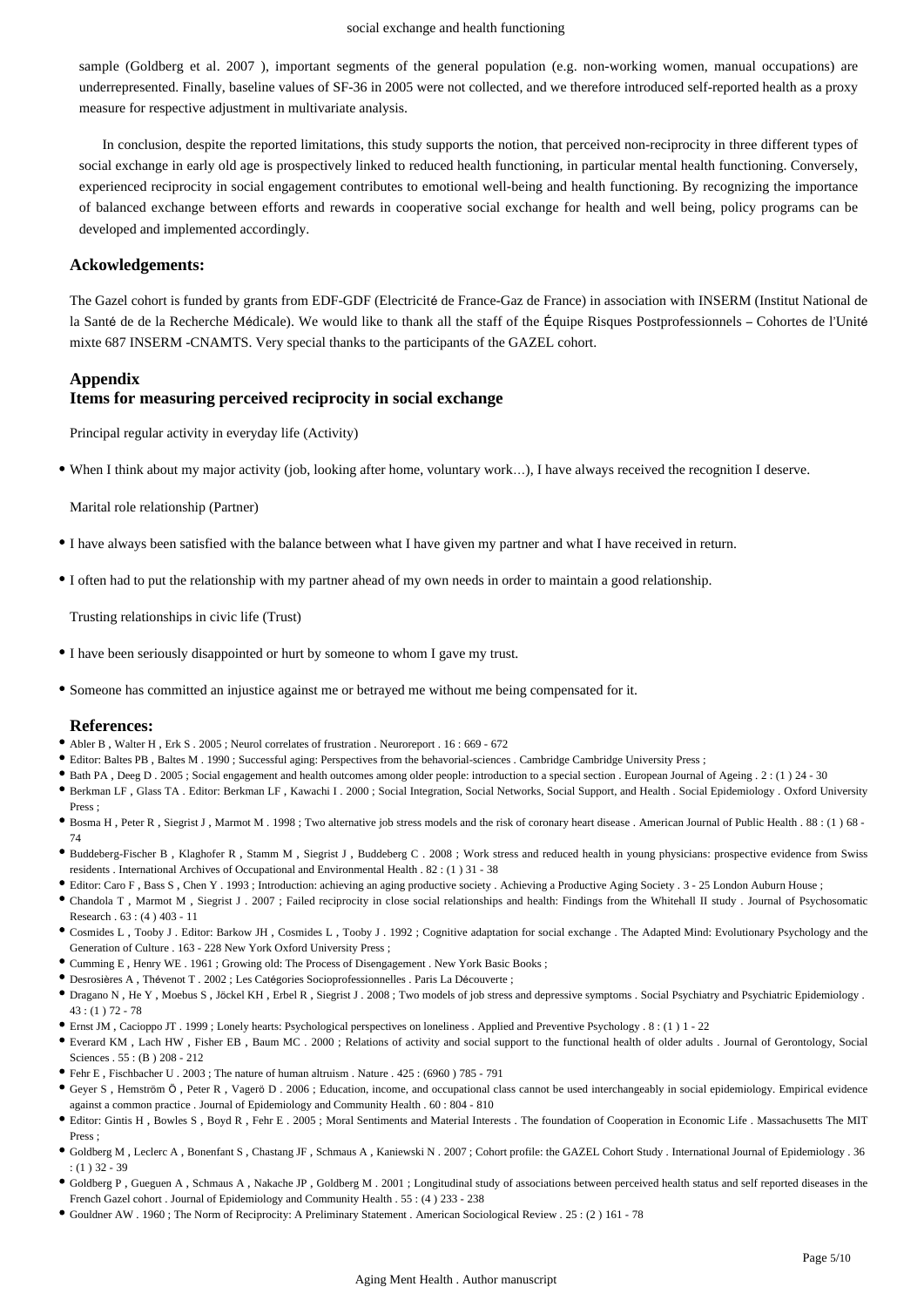sample (Goldberg et al. 2007 ), important segments of the general population (e.g. non-working women, manual occupations) are underrepresented. Finally, baseline values of SF-36 in 2005 were not collected, and we therefore introduced self-reported health as a proxy measure for respective adjustment in multivariate analysis.

In conclusion, despite the reported limitations, this study supports the notion, that perceived non-reciprocity in three different types of social exchange in early old age is prospectively linked to reduced health functioning, in particular mental health functioning. Conversely, experienced reciprocity in social engagement contributes to emotional well-being and health functioning. By recognizing the importance of balanced exchange between efforts and rewards in cooperative social exchange for health and well being, policy programs can be developed and implemented accordingly.

### Ackowledgements:

The Gazel cohort is funded by grants from EDF-GDF (Electricité de France-Gaz de France) in association with INSERM (Institut National de la Santé de de la Recherche Médicale). We would like to thank all the staff of the Équipe Risques Postprofessionnels – Cohortes de l'Unité mixte 687 INSERM -CNAMTS. Very special thanks to the participants of the GAZEL cohort.

### Appendix
### Items for measuring perceived reciprocity in social exchange

Principal regular activity in everyday life (Activity)

- When I think about my major activity (job, looking after home, voluntary work…), I have always received the recognition I deserve.

Marital role relationship (Partner)

- I have always been satisfied with the balance between what I have given my partner and what I have received in return.
- I often had to put the relationship with my partner ahead of my own needs in order to maintain a good relationship.

Trusting relationships in civic life (Trust)

- I have been seriously disappointed or hurt by someone to whom I gave my trust.
- Someone has committed an injustice against me or betrayed me without me being compensated for it.

### References:

- Abler B , Walter H , Erk S . 2005 ; Neurol correlates of frustration . Neuroreport . 16 : 669 - 672
- Editor: Baltes PB , Baltes M . 1990 ; Successful aging: Perspectives from the behavorial-sciences . Cambridge Cambridge University Press ;
- Bath PA , Deeg D . 2005 ; Social engagement and health outcomes among older people: introduction to a special section . European Journal of Ageing . 2 : (1 ) 24 - 30
- Berkman LF , Glass TA . Editor: Berkman LF , Kawachi I . 2000 ; Social Integration, Social Networks, Social Support, and Health . Social Epidemiology . Oxford University Press ;
- Bosma H , Peter R , Siegrist J , Marmot M . 1998 ; Two alternative job stress models and the risk of coronary heart disease . American Journal of Public Health . 88 : (1 ) 68 - 74
- Buddeberg-Fischer B , Klaghofer R , Stamm M , Siegrist J , Buddeberg C . 2008 ; Work stress and reduced health in young physicians: prospective evidence from Swiss residents . International Archives of Occupational and Environmental Health . 82 : (1 ) 31 - 38
- Editor: Caro F , Bass S , Chen Y . 1993 ; Introduction: achieving an aging productive society . Achieving a Productive Aging Society . 3 - 25 London Auburn House ;
- Chandola T , Marmot M , Siegrist J . 2007 ; Failed reciprocity in close social relationships and health: Findings from the Whitehall II study . Journal of Psychosomatic Research . 63 : (4 ) 403 - 11
- Cosmides L , Tooby J . Editor: Barkow JH , Cosmides L , Tooby J . 1992 ; Cognitive adaptation for social exchange . The Adapted Mind: Evolutionary Psychology and the Generation of Culture . 163 - 228 New York Oxford University Press ;
- Cumming E , Henry WE . 1961 ; Growing old: The Process of Disengagement . New York Basic Books ;
- Desrosières A , Thévenot T . 2002 ; Les Catégories Socioprofessionnelles . Paris La Découverte ;
- Dragano N , He Y , Moebus S , Jöckel KH , Erbel R , Siegrist J . 2008 ; Two models of job stress and depressive symptoms . Social Psychiatry and Psychiatric Epidemiology . 43 : (1 ) 72 - 78
- Ernst JM , Cacioppo JT . 1999 ; Lonely hearts: Psychological perspectives on loneliness . Applied and Preventive Psychology . 8 : (1 ) 1 - 22
- Everard KM , Lach HW , Fisher EB , Baum MC . 2000 ; Relations of activity and social support to the functional health of older adults . Journal of Gerontology, Social Sciences . 55 : (B ) 208 - 212
- Fehr E , Fischbacher U . 2003 ; The nature of human altruism . Nature . 425 : (6960 ) 785 - 791
- Geyer S , Hemström Ö , Peter R , Vagerö D . 2006 ; Education, income, and occupational class cannot be used interchangeably in social epidemiology. Empirical evidence against a common practice . Journal of Epidemiology and Community Health . 60 : 804 - 810
- Editor: Gintis H , Bowles S , Boyd R , Fehr E . 2005 ; Moral Sentiments and Material Interests . The foundation of Cooperation in Economic Life . Massachusetts The MIT Press ;
- Goldberg M , Leclerc A , Bonenfant S , Chastang JF , Schmaus A , Kaniewski N . 2007 ; Cohort profile: the GAZEL Cohort Study . International Journal of Epidemiology . 36 : (1 ) 32 - 39
- Goldberg P , Gueguen A , Schmaus A , Nakache JP , Goldberg M . 2001 ; Longitudinal study of associations between perceived health status and self reported diseases in the French Gazel cohort . Journal of Epidemiology and Community Health . 55 : (4 ) 233 - 238
- Gouldner AW . 1960 ; The Norm of Reciprocity: A Preliminary Statement . American Sociological Review . 25 : (2 ) 161 - 78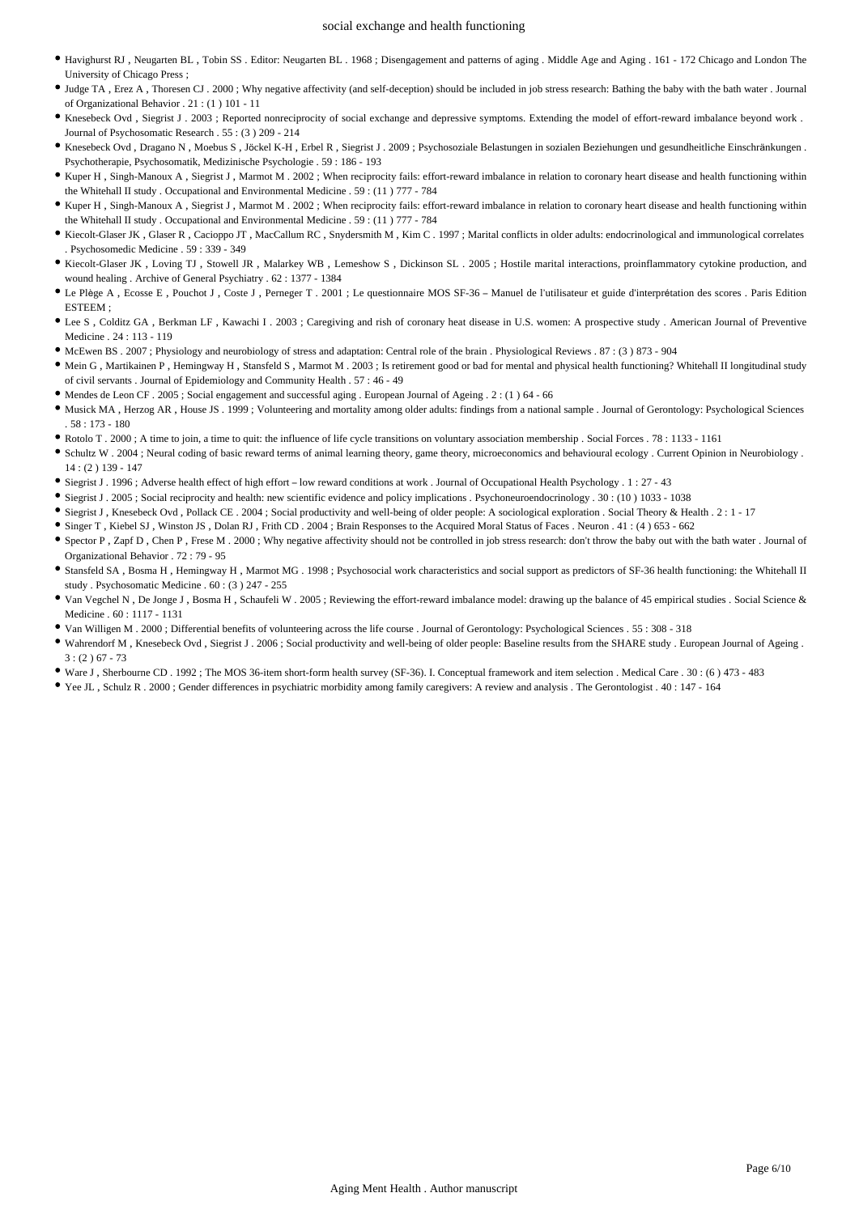- Havighurst RJ , Neugarten BL , Tobin SS . Editor: Neugarten BL . 1968 ; Disengagement and patterns of aging . Middle Age and Aging . 161 - 172 Chicago and London The University of Chicago Press ;
- Judge TA , Erez A , Thoresen CJ . 2000 ; Why negative affectivity (and self-deception) should be included in job stress research: Bathing the baby with the bath water . Journal of Organizational Behavior . 21 : (1 ) 101 - 11
- Knesebeck Ovd , Siegrist J . 2003 ; Reported nonreciprocity of social exchange and depressive symptoms. Extending the model of effort-reward imbalance beyond work . Journal of Psychosomatic Research . 55 : (3 ) 209 - 214
- Knesebeck Ovd , Dragano N , Moebus S , Jöckel K-H , Erbel R , Siegrist J . 2009 ; Psychosoziale Belastungen in sozialen Beziehungen und gesundheitliche Einschränkungen . Psychotherapie, Psychosomatik, Medizinische Psychologie . 59 : 186 - 193
- Kuper H , Singh-Manoux A , Siegrist J , Marmot M . 2002 ; When reciprocity fails: effort-reward imbalance in relation to coronary heart disease and health functioning within the Whitehall II study . Occupational and Environmental Medicine . 59 : (11 ) 777 - 784
- Kuper H , Singh-Manoux A , Siegrist J , Marmot M . 2002 ; When reciprocity fails: effort-reward imbalance in relation to coronary heart disease and health functioning within the Whitehall II study . Occupational and Environmental Medicine . 59 : (11 ) 777 - 784
- Kiecolt-Glaser JK , Glaser R , Cacioppo JT , MacCallum RC , Snydersmith M , Kim C . 1997 ; Marital conflicts in older adults: endocrinological and immunological correlates . Psychosomedic Medicine . 59 : 339 - 349
- Kiecolt-Glaser JK , Loving TJ , Stowell JR , Malarkey WB , Lemeshow S , Dickinson SL . 2005 ; Hostile marital interactions, proinflammatory cytokine production, and wound healing . Archive of General Psychiatry . 62 : 1377 - 1384
- Le Plège A , Ecosse E , Pouchot J , Coste J , Perneger T . 2001 ; Le questionnaire MOS SF-36 – Manuel de l'utilisateur et guide d'interprétation des scores . Paris Edition ESTEEM ;
- Lee S , Colditz GA , Berkman LF , Kawachi I . 2003 ; Caregiving and rish of coronary heat disease in U.S. women: A prospective study . American Journal of Preventive Medicine . 24 : 113 - 119
- McEwen BS . 2007 ; Physiology and neurobiology of stress and adaptation: Central role of the brain . Physiological Reviews . 87 : (3 ) 873 - 904
- Mein G , Martikainen P , Hemingway H , Stansfeld S , Marmot M . 2003 ; Is retirement good or bad for mental and physical health functioning? Whitehall II longitudinal study of civil servants . Journal of Epidemiology and Community Health . 57 : 46 - 49
- Mendes de Leon CF . 2005 ; Social engagement and successful aging . European Journal of Ageing . 2 : (1 ) 64 - 66
- Musick MA , Herzog AR , House JS . 1999 ; Volunteering and mortality among older adults: findings from a national sample . Journal of Gerontology: Psychological Sciences . 58 : 173 - 180
- Rotolo T . 2000 ; A time to join, a time to quit: the influence of life cycle transitions on voluntary association membership . Social Forces . 78 : 1133 - 1161
- Schultz W . 2004 ; Neural coding of basic reward terms of animal learning theory, game theory, microeconomics and behavioural ecology . Current Opinion in Neurobiology . 14 : (2 ) 139 - 147
- Siegrist J . 1996 ; Adverse health effect of high effort – low reward conditions at work . Journal of Occupational Health Psychology . 1 : 27 - 43
- Siegrist J . 2005 ; Social reciprocity and health: new scientific evidence and policy implications . Psychoneuroendocrinology . 30 : (10 ) 1033 - 1038
- Siegrist J , Knesebeck Ovd , Pollack CE . 2004 ; Social productivity and well-being of older people: A sociological exploration . Social Theory & Health . 2 : 1 - 17
- Singer T , Kiebel SJ , Winston JS , Dolan RJ , Frith CD . 2004 ; Brain Responses to the Acquired Moral Status of Faces . Neuron . 41 : (4 ) 653 - 662
- Spector P , Zapf D , Chen P , Frese M . 2000 ; Why negative affectivity should not be controlled in job stress research: don't throw the baby out with the bath water . Journal of Organizational Behavior . 72 : 79 - 95
- Stansfeld SA , Bosma H , Hemingway H , Marmot MG . 1998 ; Psychosocial work characteristics and social support as predictors of SF-36 health functioning: the Whitehall II study . Psychosomatic Medicine . 60 : (3 ) 247 - 255
- Van Vegchel N , De Jonge J , Bosma H , Schaufeli W . 2005 ; Reviewing the effort-reward imbalance model: drawing up the balance of 45 empirical studies . Social Science & Medicine . 60 : 1117 - 1131
- Van Willigen M . 2000 ; Differential benefits of volunteering across the life course . Journal of Gerontology: Psychological Sciences . 55 : 308 - 318
- Wahrendorf M , Knesebeck Ovd , Siegrist J . 2006 ; Social productivity and well-being of older people: Baseline results from the SHARE study . European Journal of Ageing . 3 : (2 ) 67 - 73
- Ware J , Sherbourne CD . 1992 ; The MOS 36-item short-form health survey (SF-36). I. Conceptual framework and item selection . Medical Care . 30 : (6 ) 473 - 483
- Yee JL , Schulz R . 2000 ; Gender differences in psychiatric morbidity among family caregivers: A review and analysis . The Gerontologist . 40 : 147 - 164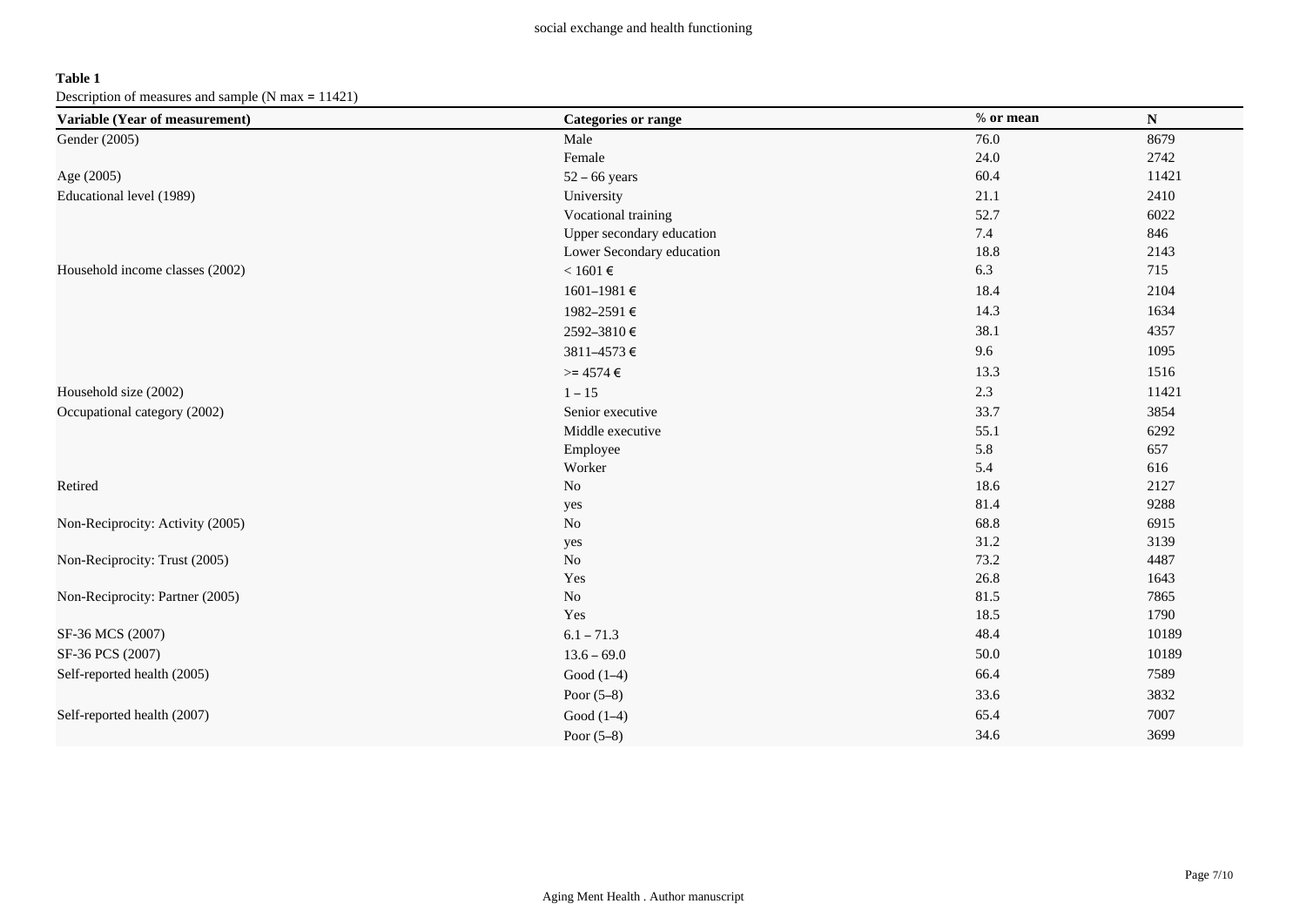**Table 1**

Description of measures and sample (N max = 11421)

| Variable (Year of measurement) | Categories or range | % or mean | N |
|---|---|---|---|
| Gender (2005) | Male | 76.0 | 8679 |
| | Female | 24.0 | 2742 |
| Age (2005) | 52 – 66 years | 60.4 | 11421 |
| Educational level (1989) | University | 21.1 | 2410 |
| | Vocational training | 52.7 | 6022 |
| | Upper secondary education | 7.4 | 846 |
| | Lower Secondary education | 18.8 | 2143 |
| Household income classes (2002) | < 1601 € | 6.3 | 715 |
| | 1601–1981 € | 18.4 | 2104 |
| | 1982–2591 € | 14.3 | 1634 |
| | 2592–3810 € | 38.1 | 4357 |
| | 3811–4573 € | 9.6 | 1095 |
| | >= 4574 € | 13.3 | 1516 |
| Household size (2002) | 1 – 15 | 2.3 | 11421 |
| Occupational category (2002) | Senior executive | 33.7 | 3854 |
| | Middle executive | 55.1 | 6292 |
| | Employee | 5.8 | 657 |
| | Worker | 5.4 | 616 |
| Retired | No | 18.6 | 2127 |
| | yes | 81.4 | 9288 |
| Non-Reciprocity: Activity (2005) | No | 68.8 | 6915 |
| | yes | 31.2 | 3139 |
| Non-Reciprocity: Trust (2005) | No | 73.2 | 4487 |
| | Yes | 26.8 | 1643 |
| Non-Reciprocity: Partner (2005) | No | 81.5 | 7865 |
| | Yes | 18.5 | 1790 |
| SF-36 MCS (2007) | 6.1 – 71.3 | 48.4 | 10189 |
| SF-36 PCS (2007) | 13.6 – 69.0 | 50.0 | 10189 |
| Self-reported health (2005) | Good (1–4) | 66.4 | 7589 |
| | Poor (5–8) | 33.6 | 3832 |
| Self-reported health (2007) | Good (1–4) | 65.4 | 7007 |
| | Poor (5–8) | 34.6 | 3699 |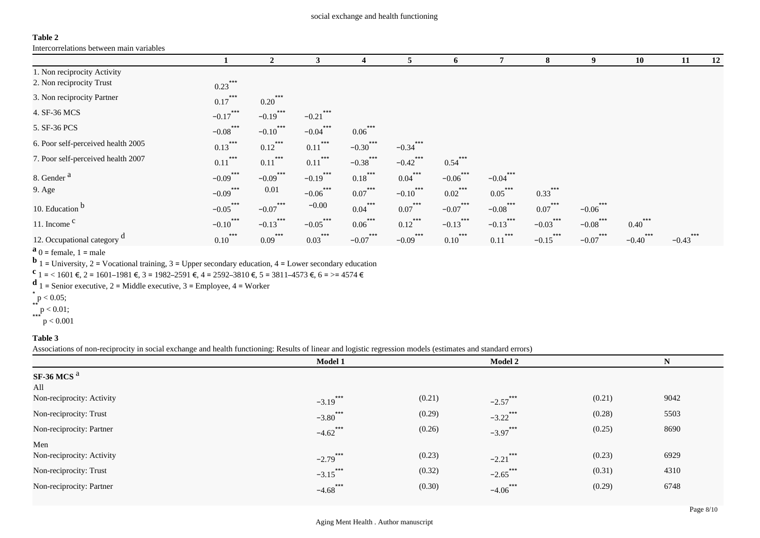**Table 2**

Intercorrelations between main variables

| | 1 | 2 | 3 | 4 | 5 | 6 | 7 | 8 | 9 | 10 | 11 | 12 |
|---|---|---|---|---|---|---|---|---|---|---|---|---|
| 1. Non reciprocity Activity | | | | | | | | | | | | |
| 2. Non reciprocity Trust | 0.23*** | | | | | | | | | | | |
| 3. Non reciprocity Partner | 0.17*** | 0.20*** | | | | | | | | | | |
| 4. SF-36 MCS | −0.17*** | −0.19*** | −0.21*** | | | | | | | | | |
| 5. SF-36 PCS | −0.08*** | −0.10*** | −0.04*** | 0.06*** | | | | | | | | |
| 6. Poor self-perceived health 2005 | 0.13*** | 0.12*** | 0.11*** | −0.30*** | −0.34*** | | | | | | | |
| 7. Poor self-perceived health 2007 | 0.11*** | 0.11*** | 0.11*** | −0.38*** | −0.42*** | 0.54*** | | | | | | |
| 8. Gender [a] | −0.09*** | −0.09*** | −0.19*** | 0.18*** | 0.04*** | −0.06*** | −0.04*** | | | | | |
| 9. Age | −0.09*** | 0.01 | −0.06*** | 0.07*** | −0.10*** | 0.02*** | 0.05*** | 0.33*** | | | | |
| 10. Education [b] | −0.05*** | −0.07*** | −0.00 | 0.04*** | 0.07*** | −0.07*** | −0.08*** | 0.07*** | −0.06*** | | | |
| 11. Income [c] | −0.10*** | −0.13*** | −0.05*** | 0.06*** | 0.12*** | −0.13*** | −0.13*** | −0.03*** | −0.08*** | 0.40*** | | |
| 12. Occupational category [d] | 0.10*** | 0.09*** | 0.03*** | −0.07*** | −0.09*** | 0.10*** | 0.11*** | −0.15*** | −0.07*** | −0.40*** | −0.43*** | |

[a] 0 = female, 1 = male

[b] 1 = University, 2 = Vocational training, 3 = Upper secondary education, 4 = Lower secondary education

[c] 1 = < 1601 €, 2 = 1601–1981 €, 3 = 1982–2591 €, 4 = 2592–3810 €, 5 = 3811–4573 €, 6 = >= 4574 €

[d] 1 = Senior executive, 2 = Middle executive, 3 = Employee, 4 = Worker

\* $p < 0.05$;

\** $p < 0.01$;

\*** $p < 0.001$

**Table 3**

Associations of non-reciprocity in social exchange and health functioning: Results of linear and logistic regression models (estimates and standard errors)

| | Model 1 | | Model 2 | | N |
|---|---|---|---|---|---|
| **SF-36 MCS** [a] | | | | | |
| All | | | | | |
| Non-reciprocity: Activity | −3.19*** | (0.21) | −2.57*** | (0.21) | 9042 |
| Non-reciprocity: Trust | −3.80*** | (0.29) | −3.22*** | (0.28) | 5503 |
| Non-reciprocity: Partner | −4.62*** | (0.26) | −3.97*** | (0.25) | 8690 |
| Men | | | | | |
| Non-reciprocity: Activity | −2.79*** | (0.23) | −2.21*** | (0.23) | 6929 |
| Non-reciprocity: Trust | −3.15*** | (0.32) | −2.65*** | (0.31) | 4310 |
| Non-reciprocity: Partner | −4.68*** | (0.30) | −4.06*** | (0.29) | 6748 |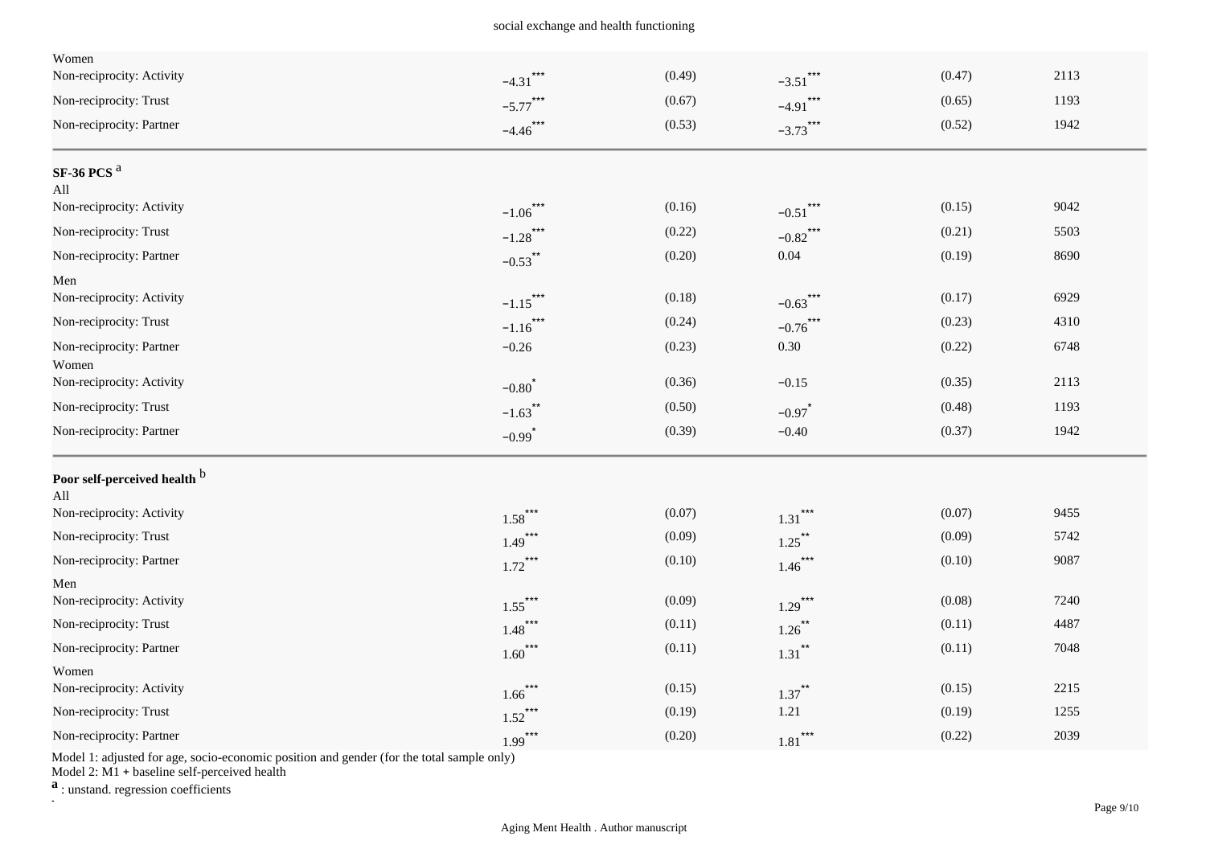| | | | | | |
|---|---|---|---|---|---|
| Women | | | | | |
| Non-reciprocity: Activity | −4.31*** | (0.49) | −3.51*** | (0.47) | 2113 |
| Non-reciprocity: Trust | −5.77*** | (0.67) | −4.91*** | (0.65) | 1193 |
| Non-reciprocity: Partner | −4.46*** | (0.53) | −3.73*** | (0.52) | 1942 |
| **SF-36 PCS** [a] | | | | | |
| All | | | | | |
| Non-reciprocity: Activity | −1.06*** | (0.16) | −0.51*** | (0.15) | 9042 |
| Non-reciprocity: Trust | −1.28*** | (0.22) | −0.82*** | (0.21) | 5503 |
| Non-reciprocity: Partner | −0.53** | (0.20) | 0.04 | (0.19) | 8690 |
| Men | | | | | |
| Non-reciprocity: Activity | −1.15*** | (0.18) | −0.63*** | (0.17) | 6929 |
| Non-reciprocity: Trust | −1.16*** | (0.24) | −0.76*** | (0.23) | 4310 |
| Non-reciprocity: Partner | −0.26 | (0.23) | 0.30 | (0.22) | 6748 |
| Women | | | | | |
| Non-reciprocity: Activity | −0.80* | (0.36) | −0.15 | (0.35) | 2113 |
| Non-reciprocity: Trust | −1.63** | (0.50) | −0.97* | (0.48) | 1193 |
| Non-reciprocity: Partner | −0.99* | (0.39) | −0.40 | (0.37) | 1942 |
| **Poor self-perceived health** [b] | | | | | |
| All | | | | | |
| Non-reciprocity: Activity | 1.58*** | (0.07) | 1.31*** | (0.07) | 9455 |
| Non-reciprocity: Trust | 1.49*** | (0.09) | 1.25** | (0.09) | 5742 |
| Non-reciprocity: Partner | 1.72*** | (0.10) | 1.46*** | (0.10) | 9087 |
| Men | | | | | |
| Non-reciprocity: Activity | 1.55*** | (0.09) | 1.29*** | (0.08) | 7240 |
| Non-reciprocity: Trust | 1.48*** | (0.11) | 1.26** | (0.11) | 4487 |
| Non-reciprocity: Partner | 1.60*** | (0.11) | 1.31** | (0.11) | 7048 |
| Women | | | | | |
| Non-reciprocity: Activity | 1.66*** | (0.15) | 1.37** | (0.15) | 2215 |
| Non-reciprocity: Trust | 1.52*** | (0.19) | 1.21 | (0.19) | 1255 |
| Non-reciprocity: Partner | 1.99*** | (0.20) | 1.81*** | (0.22) | 2039 |

Model 1: adjusted for age, socio-economic position and gender (for the total sample only)

Model 2: M1 + baseline self-perceived health

**a** : unstand. regression coefficients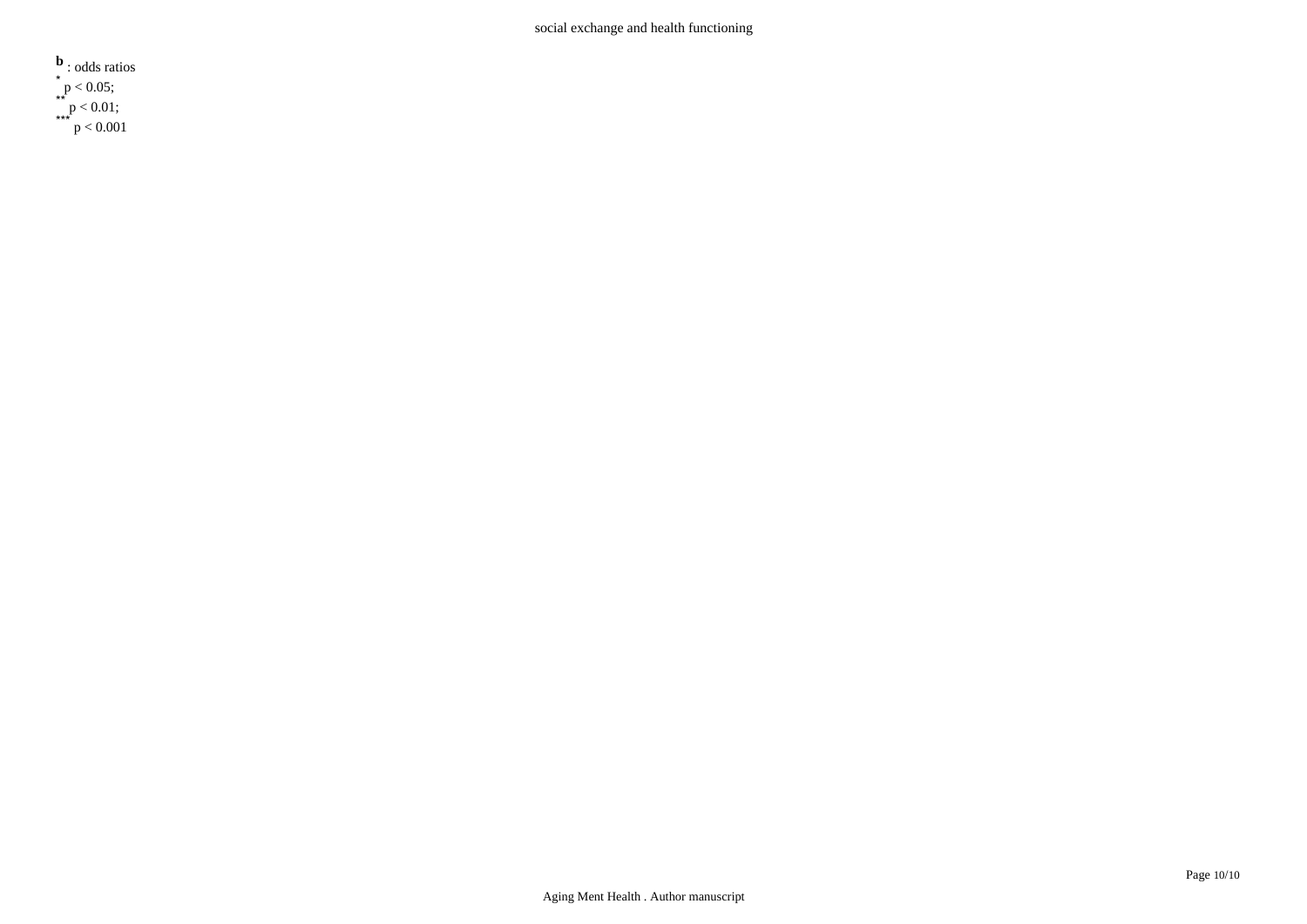**b** : odds ratios

\* $p < 0.05$;

\*\* $p < 0.01$;

\*\*\* $p < 0.001$